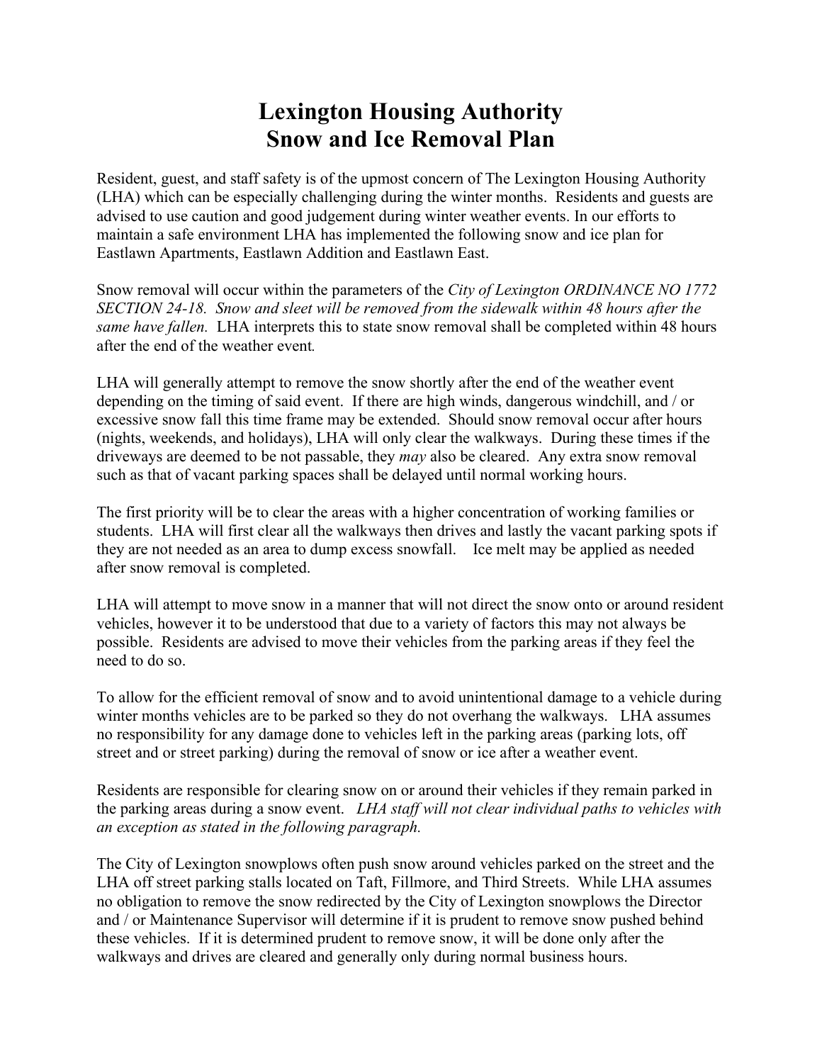# Lexington Housing Authority
# Snow and Ice Removal Plan

Resident, guest, and staff safety is of the upmost concern of The Lexington Housing Authority (LHA) which can be especially challenging during the winter months. Residents and guests are advised to use caution and good judgement during winter weather events. In our efforts to maintain a safe environment LHA has implemented the following snow and ice plan for Eastlawn Apartments, Eastlawn Addition and Eastlawn East.

Snow removal will occur within the parameters of the *City of Lexington ORDINANCE NO 1772 SECTION 24-18. Snow and sleet will be removed from the sidewalk within 48 hours after the same have fallen.* LHA interprets this to state snow removal shall be completed within 48 hours after the end of the weather event.

LHA will generally attempt to remove the snow shortly after the end of the weather event depending on the timing of said event. If there are high winds, dangerous windchill, and / or excessive snow fall this time frame may be extended. Should snow removal occur after hours (nights, weekends, and holidays), LHA will only clear the walkways. During these times if the driveways are deemed to be not passable, they *may* also be cleared. Any extra snow removal such as that of vacant parking spaces shall be delayed until normal working hours.

The first priority will be to clear the areas with a higher concentration of working families or students. LHA will first clear all the walkways then drives and lastly the vacant parking spots if they are not needed as an area to dump excess snowfall. Ice melt may be applied as needed after snow removal is completed.

LHA will attempt to move snow in a manner that will not direct the snow onto or around resident vehicles, however it to be understood that due to a variety of factors this may not always be possible. Residents are advised to move their vehicles from the parking areas if they feel the need to do so.

To allow for the efficient removal of snow and to avoid unintentional damage to a vehicle during winter months vehicles are to be parked so they do not overhang the walkways. LHA assumes no responsibility for any damage done to vehicles left in the parking areas (parking lots, off street and or street parking) during the removal of snow or ice after a weather event.

Residents are responsible for clearing snow on or around their vehicles if they remain parked in the parking areas during a snow event. *LHA staff will not clear individual paths to vehicles with an exception as stated in the following paragraph.*

The City of Lexington snowplows often push snow around vehicles parked on the street and the LHA off street parking stalls located on Taft, Fillmore, and Third Streets. While LHA assumes no obligation to remove the snow redirected by the City of Lexington snowplows the Director and / or Maintenance Supervisor will determine if it is prudent to remove snow pushed behind these vehicles. If it is determined prudent to remove snow, it will be done only after the walkways and drives are cleared and generally only during normal business hours.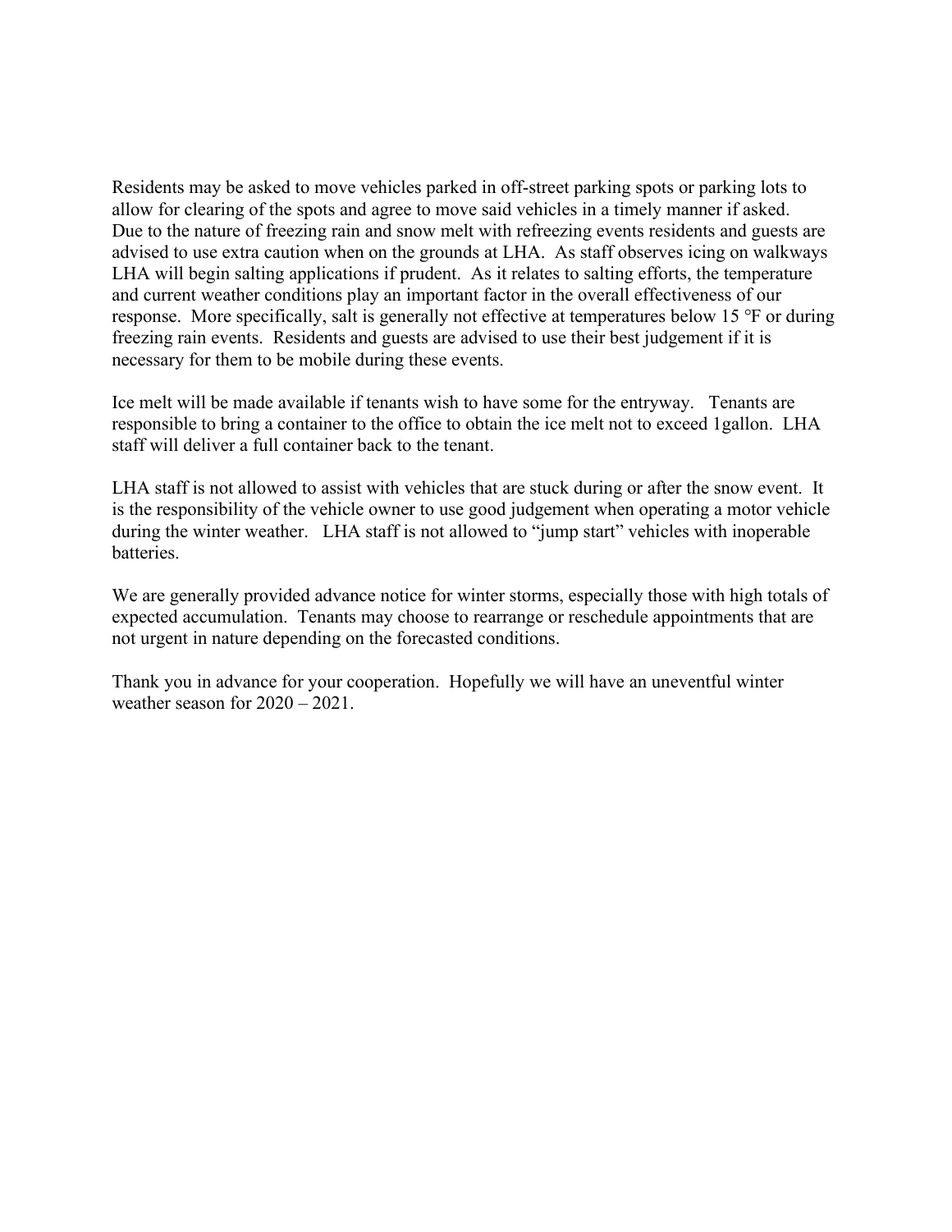Residents may be asked to move vehicles parked in off-street parking spots or parking lots to allow for clearing of the spots and agree to move said vehicles in a timely manner if asked. Due to the nature of freezing rain and snow melt with refreezing events residents and guests are advised to use extra caution when on the grounds at LHA. As staff observes icing on walkways LHA will begin salting applications if prudent. As it relates to salting efforts, the temperature and current weather conditions play an important factor in the overall effectiveness of our response. More specifically, salt is generally not effective at temperatures below 15 °F or during freezing rain events. Residents and guests are advised to use their best judgement if it is necessary for them to be mobile during these events.

Ice melt will be made available if tenants wish to have some for the entryway. Tenants are responsible to bring a container to the office to obtain the ice melt not to exceed 1gallon. LHA staff will deliver a full container back to the tenant.

LHA staff is not allowed to assist with vehicles that are stuck during or after the snow event. It is the responsibility of the vehicle owner to use good judgement when operating a motor vehicle during the winter weather. LHA staff is not allowed to "jump start" vehicles with inoperable batteries.

We are generally provided advance notice for winter storms, especially those with high totals of expected accumulation. Tenants may choose to rearrange or reschedule appointments that are not urgent in nature depending on the forecasted conditions.

Thank you in advance for your cooperation. Hopefully we will have an uneventful winter weather season for 2020 – 2021.